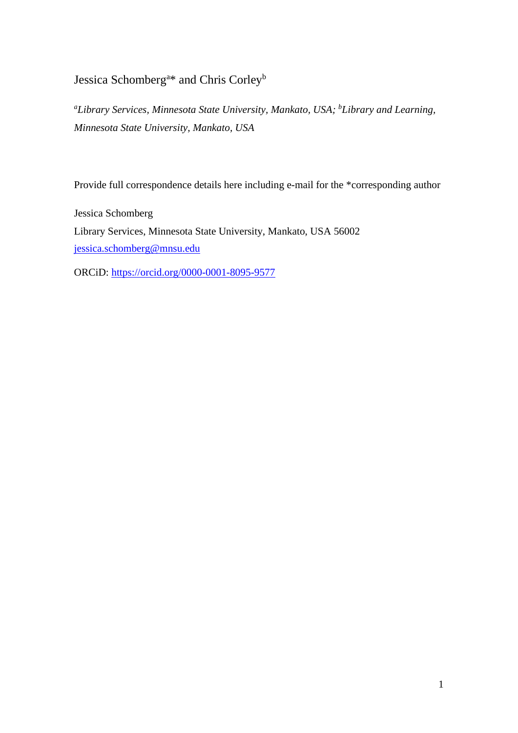Jessica Schomberg[a]* and Chris Corley[b]

*[a]Library Services, Minnesota State University, Mankato, USA; [b]Library and Learning, Minnesota State University, Mankato, USA*

Provide full correspondence details here including e-mail for the *corresponding author

Jessica Schomberg
Library Services, Minnesota State University, Mankato, USA 56002
jessica.schomberg@mnsu.edu

ORCiD: https://orcid.org/0000-0001-8095-9577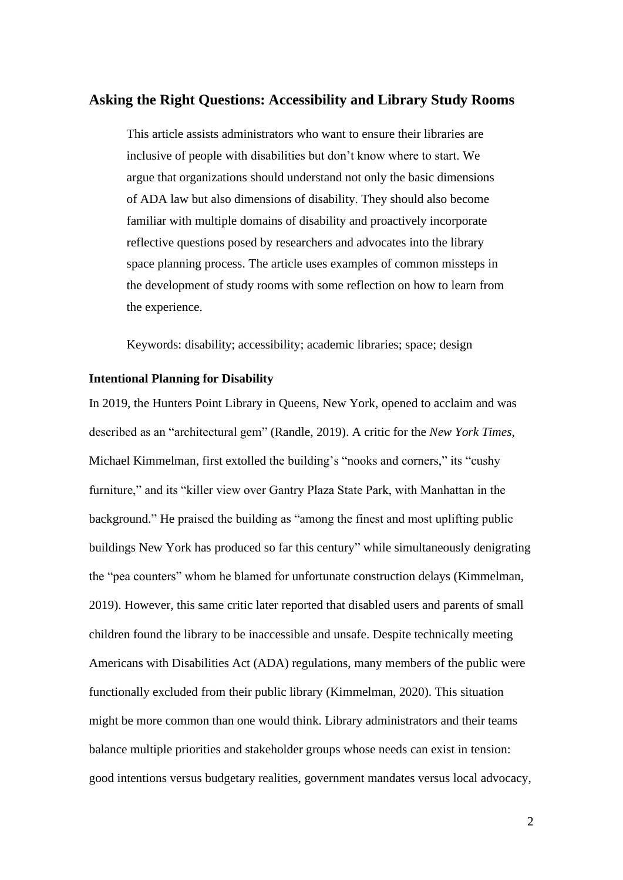## Asking the Right Questions: Accessibility and Library Study Rooms

This article assists administrators who want to ensure their libraries are inclusive of people with disabilities but don't know where to start. We argue that organizations should understand not only the basic dimensions of ADA law but also dimensions of disability. They should also become familiar with multiple domains of disability and proactively incorporate reflective questions posed by researchers and advocates into the library space planning process. The article uses examples of common missteps in the development of study rooms with some reflection on how to learn from the experience.

Keywords: disability; accessibility; academic libraries; space; design

### Intentional Planning for Disability

In 2019, the Hunters Point Library in Queens, New York, opened to acclaim and was described as an "architectural gem" (Randle, 2019). A critic for the *New York Times*, Michael Kimmelman, first extolled the building's "nooks and corners," its "cushy furniture," and its "killer view over Gantry Plaza State Park, with Manhattan in the background." He praised the building as "among the finest and most uplifting public buildings New York has produced so far this century" while simultaneously denigrating the "pea counters" whom he blamed for unfortunate construction delays (Kimmelman, 2019). However, this same critic later reported that disabled users and parents of small children found the library to be inaccessible and unsafe. Despite technically meeting Americans with Disabilities Act (ADA) regulations, many members of the public were functionally excluded from their public library (Kimmelman, 2020). This situation might be more common than one would think. Library administrators and their teams balance multiple priorities and stakeholder groups whose needs can exist in tension: good intentions versus budgetary realities, government mandates versus local advocacy,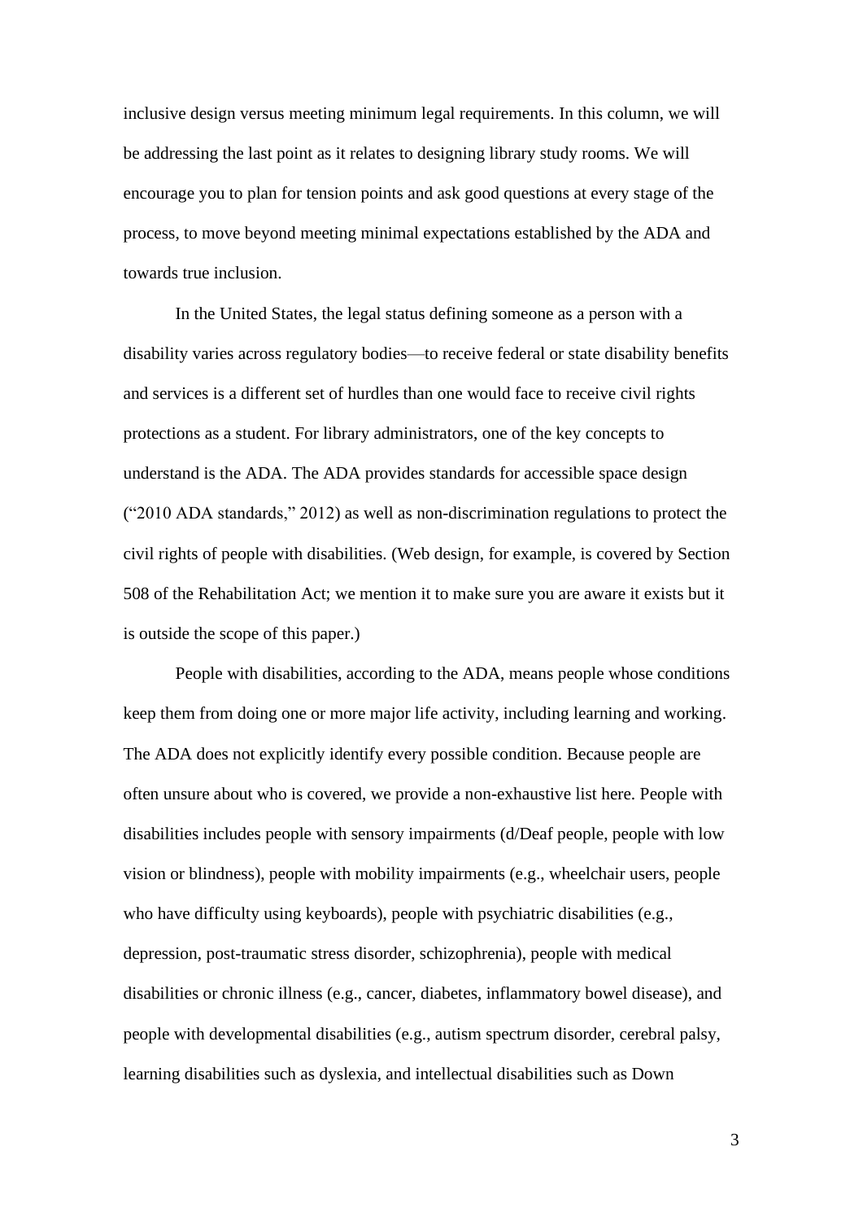inclusive design versus meeting minimum legal requirements. In this column, we will be addressing the last point as it relates to designing library study rooms. We will encourage you to plan for tension points and ask good questions at every stage of the process, to move beyond meeting minimal expectations established by the ADA and towards true inclusion.

In the United States, the legal status defining someone as a person with a disability varies across regulatory bodies—to receive federal or state disability benefits and services is a different set of hurdles than one would face to receive civil rights protections as a student. For library administrators, one of the key concepts to understand is the ADA. The ADA provides standards for accessible space design ("2010 ADA standards," 2012) as well as non-discrimination regulations to protect the civil rights of people with disabilities. (Web design, for example, is covered by Section 508 of the Rehabilitation Act; we mention it to make sure you are aware it exists but it is outside the scope of this paper.)

People with disabilities, according to the ADA, means people whose conditions keep them from doing one or more major life activity, including learning and working. The ADA does not explicitly identify every possible condition. Because people are often unsure about who is covered, we provide a non-exhaustive list here. People with disabilities includes people with sensory impairments (d/Deaf people, people with low vision or blindness), people with mobility impairments (e.g., wheelchair users, people who have difficulty using keyboards), people with psychiatric disabilities (e.g., depression, post-traumatic stress disorder, schizophrenia), people with medical disabilities or chronic illness (e.g., cancer, diabetes, inflammatory bowel disease), and people with developmental disabilities (e.g., autism spectrum disorder, cerebral palsy, learning disabilities such as dyslexia, and intellectual disabilities such as Down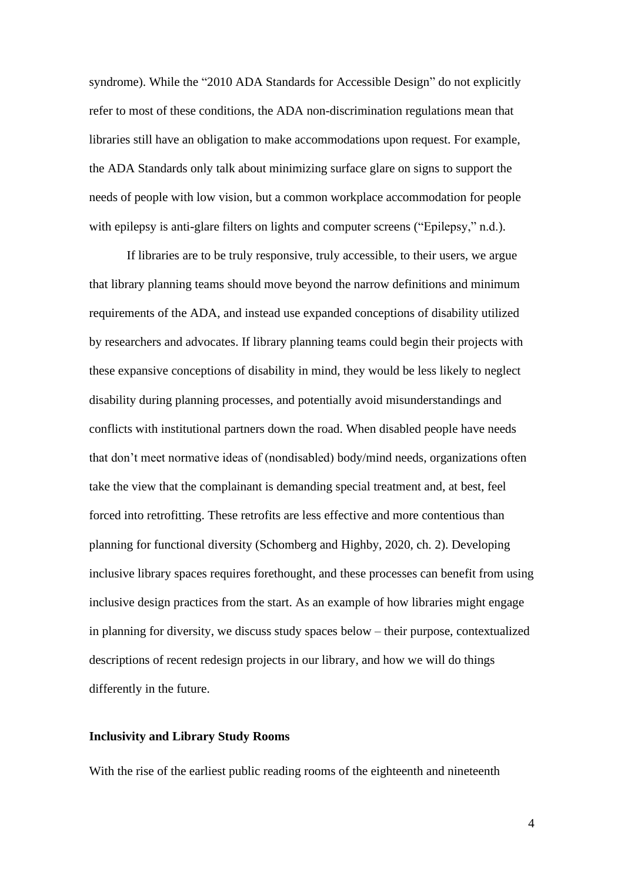syndrome). While the "2010 ADA Standards for Accessible Design" do not explicitly refer to most of these conditions, the ADA non-discrimination regulations mean that libraries still have an obligation to make accommodations upon request. For example, the ADA Standards only talk about minimizing surface glare on signs to support the needs of people with low vision, but a common workplace accommodation for people with epilepsy is anti-glare filters on lights and computer screens ("Epilepsy," n.d.).

If libraries are to be truly responsive, truly accessible, to their users, we argue that library planning teams should move beyond the narrow definitions and minimum requirements of the ADA, and instead use expanded conceptions of disability utilized by researchers and advocates. If library planning teams could begin their projects with these expansive conceptions of disability in mind, they would be less likely to neglect disability during planning processes, and potentially avoid misunderstandings and conflicts with institutional partners down the road. When disabled people have needs that don't meet normative ideas of (nondisabled) body/mind needs, organizations often take the view that the complainant is demanding special treatment and, at best, feel forced into retrofitting. These retrofits are less effective and more contentious than planning for functional diversity (Schomberg and Highby, 2020, ch. 2). Developing inclusive library spaces requires forethought, and these processes can benefit from using inclusive design practices from the start. As an example of how libraries might engage in planning for diversity, we discuss study spaces below – their purpose, contextualized descriptions of recent redesign projects in our library, and how we will do things differently in the future.

**Inclusivity and Library Study Rooms**

With the rise of the earliest public reading rooms of the eighteenth and nineteenth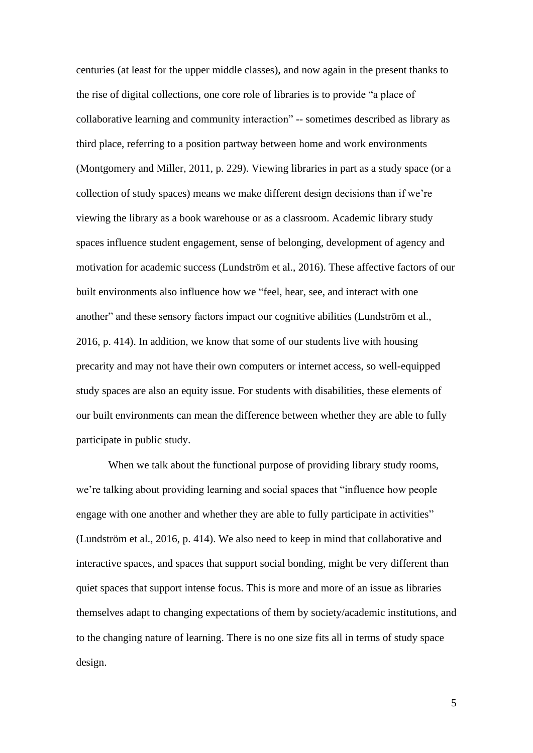centuries (at least for the upper middle classes), and now again in the present thanks to the rise of digital collections, one core role of libraries is to provide "a place of collaborative learning and community interaction" -- sometimes described as library as third place, referring to a position partway between home and work environments (Montgomery and Miller, 2011, p. 229). Viewing libraries in part as a study space (or a collection of study spaces) means we make different design decisions than if we're viewing the library as a book warehouse or as a classroom. Academic library study spaces influence student engagement, sense of belonging, development of agency and motivation for academic success (Lundström et al., 2016). These affective factors of our built environments also influence how we "feel, hear, see, and interact with one another" and these sensory factors impact our cognitive abilities (Lundström et al., 2016, p. 414). In addition, we know that some of our students live with housing precarity and may not have their own computers or internet access, so well-equipped study spaces are also an equity issue. For students with disabilities, these elements of our built environments can mean the difference between whether they are able to fully participate in public study.

When we talk about the functional purpose of providing library study rooms, we're talking about providing learning and social spaces that "influence how people engage with one another and whether they are able to fully participate in activities" (Lundström et al., 2016, p. 414). We also need to keep in mind that collaborative and interactive spaces, and spaces that support social bonding, might be very different than quiet spaces that support intense focus. This is more and more of an issue as libraries themselves adapt to changing expectations of them by society/academic institutions, and to the changing nature of learning. There is no one size fits all in terms of study space design.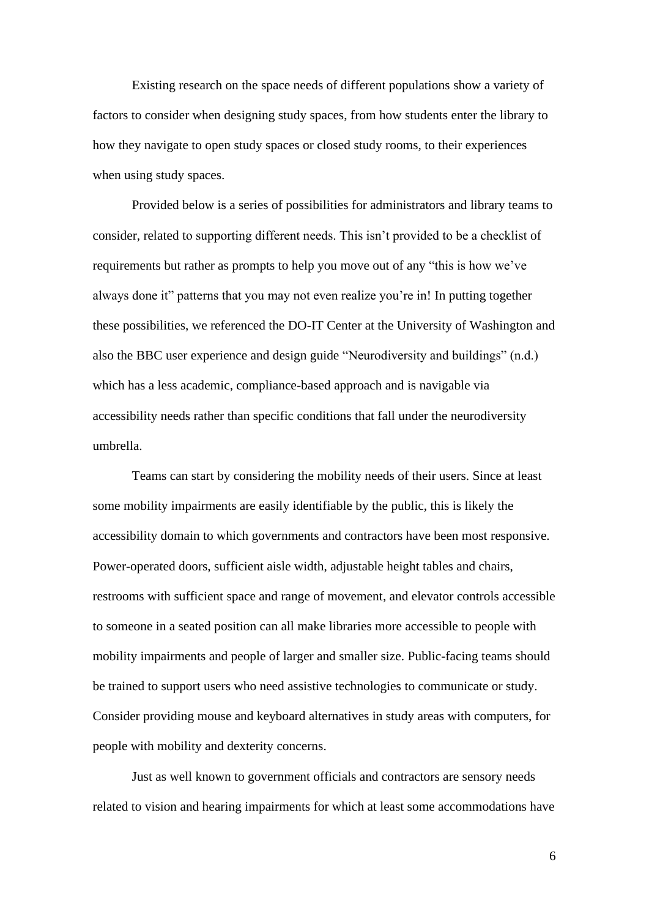Existing research on the space needs of different populations show a variety of factors to consider when designing study spaces, from how students enter the library to how they navigate to open study spaces or closed study rooms, to their experiences when using study spaces.

Provided below is a series of possibilities for administrators and library teams to consider, related to supporting different needs. This isn't provided to be a checklist of requirements but rather as prompts to help you move out of any "this is how we've always done it" patterns that you may not even realize you're in! In putting together these possibilities, we referenced the DO-IT Center at the University of Washington and also the BBC user experience and design guide "Neurodiversity and buildings" (n.d.) which has a less academic, compliance-based approach and is navigable via accessibility needs rather than specific conditions that fall under the neurodiversity umbrella.

Teams can start by considering the mobility needs of their users. Since at least some mobility impairments are easily identifiable by the public, this is likely the accessibility domain to which governments and contractors have been most responsive. Power-operated doors, sufficient aisle width, adjustable height tables and chairs, restrooms with sufficient space and range of movement, and elevator controls accessible to someone in a seated position can all make libraries more accessible to people with mobility impairments and people of larger and smaller size. Public-facing teams should be trained to support users who need assistive technologies to communicate or study. Consider providing mouse and keyboard alternatives in study areas with computers, for people with mobility and dexterity concerns.

Just as well known to government officials and contractors are sensory needs related to vision and hearing impairments for which at least some accommodations have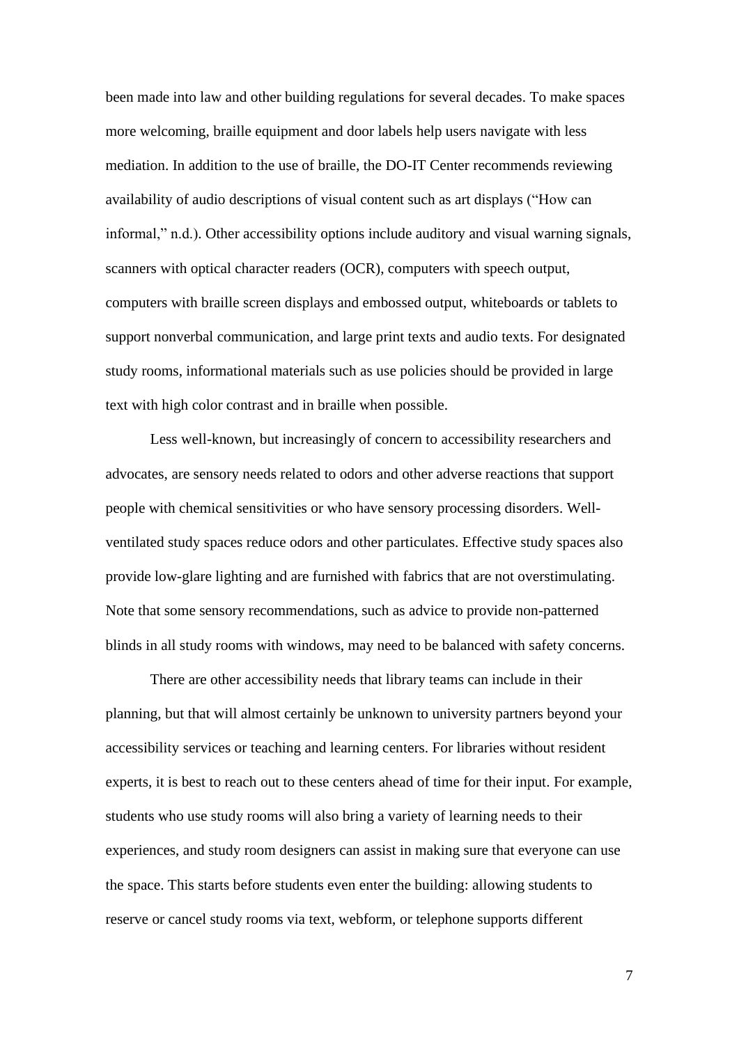been made into law and other building regulations for several decades. To make spaces more welcoming, braille equipment and door labels help users navigate with less mediation. In addition to the use of braille, the DO-IT Center recommends reviewing availability of audio descriptions of visual content such as art displays ("How can informal," n.d.). Other accessibility options include auditory and visual warning signals, scanners with optical character readers (OCR), computers with speech output, computers with braille screen displays and embossed output, whiteboards or tablets to support nonverbal communication, and large print texts and audio texts. For designated study rooms, informational materials such as use policies should be provided in large text with high color contrast and in braille when possible.

Less well-known, but increasingly of concern to accessibility researchers and advocates, are sensory needs related to odors and other adverse reactions that support people with chemical sensitivities or who have sensory processing disorders. Well-ventilated study spaces reduce odors and other particulates. Effective study spaces also provide low-glare lighting and are furnished with fabrics that are not overstimulating. Note that some sensory recommendations, such as advice to provide non-patterned blinds in all study rooms with windows, may need to be balanced with safety concerns.

There are other accessibility needs that library teams can include in their planning, but that will almost certainly be unknown to university partners beyond your accessibility services or teaching and learning centers. For libraries without resident experts, it is best to reach out to these centers ahead of time for their input. For example, students who use study rooms will also bring a variety of learning needs to their experiences, and study room designers can assist in making sure that everyone can use the space. This starts before students even enter the building: allowing students to reserve or cancel study rooms via text, webform, or telephone supports different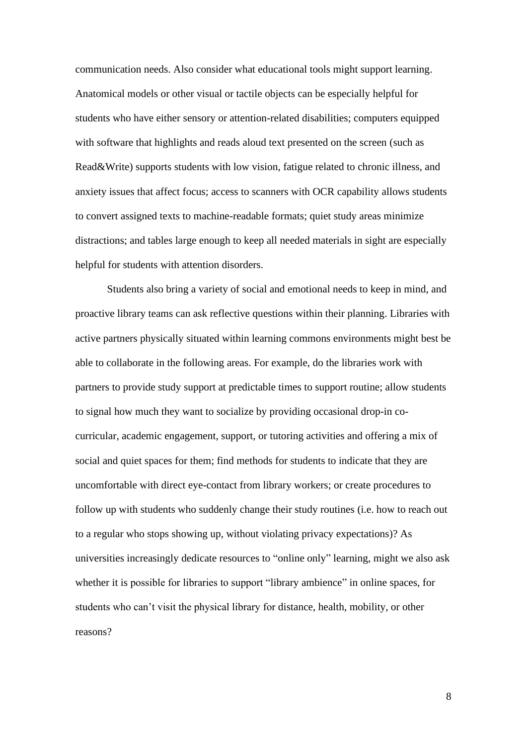communication needs. Also consider what educational tools might support learning. Anatomical models or other visual or tactile objects can be especially helpful for students who have either sensory or attention-related disabilities; computers equipped with software that highlights and reads aloud text presented on the screen (such as Read&Write) supports students with low vision, fatigue related to chronic illness, and anxiety issues that affect focus; access to scanners with OCR capability allows students to convert assigned texts to machine-readable formats; quiet study areas minimize distractions; and tables large enough to keep all needed materials in sight are especially helpful for students with attention disorders.

Students also bring a variety of social and emotional needs to keep in mind, and proactive library teams can ask reflective questions within their planning. Libraries with active partners physically situated within learning commons environments might best be able to collaborate in the following areas. For example, do the libraries work with partners to provide study support at predictable times to support routine; allow students to signal how much they want to socialize by providing occasional drop-in co-curricular, academic engagement, support, or tutoring activities and offering a mix of social and quiet spaces for them; find methods for students to indicate that they are uncomfortable with direct eye-contact from library workers; or create procedures to follow up with students who suddenly change their study routines (i.e. how to reach out to a regular who stops showing up, without violating privacy expectations)? As universities increasingly dedicate resources to "online only" learning, might we also ask whether it is possible for libraries to support "library ambience" in online spaces, for students who can't visit the physical library for distance, health, mobility, or other reasons?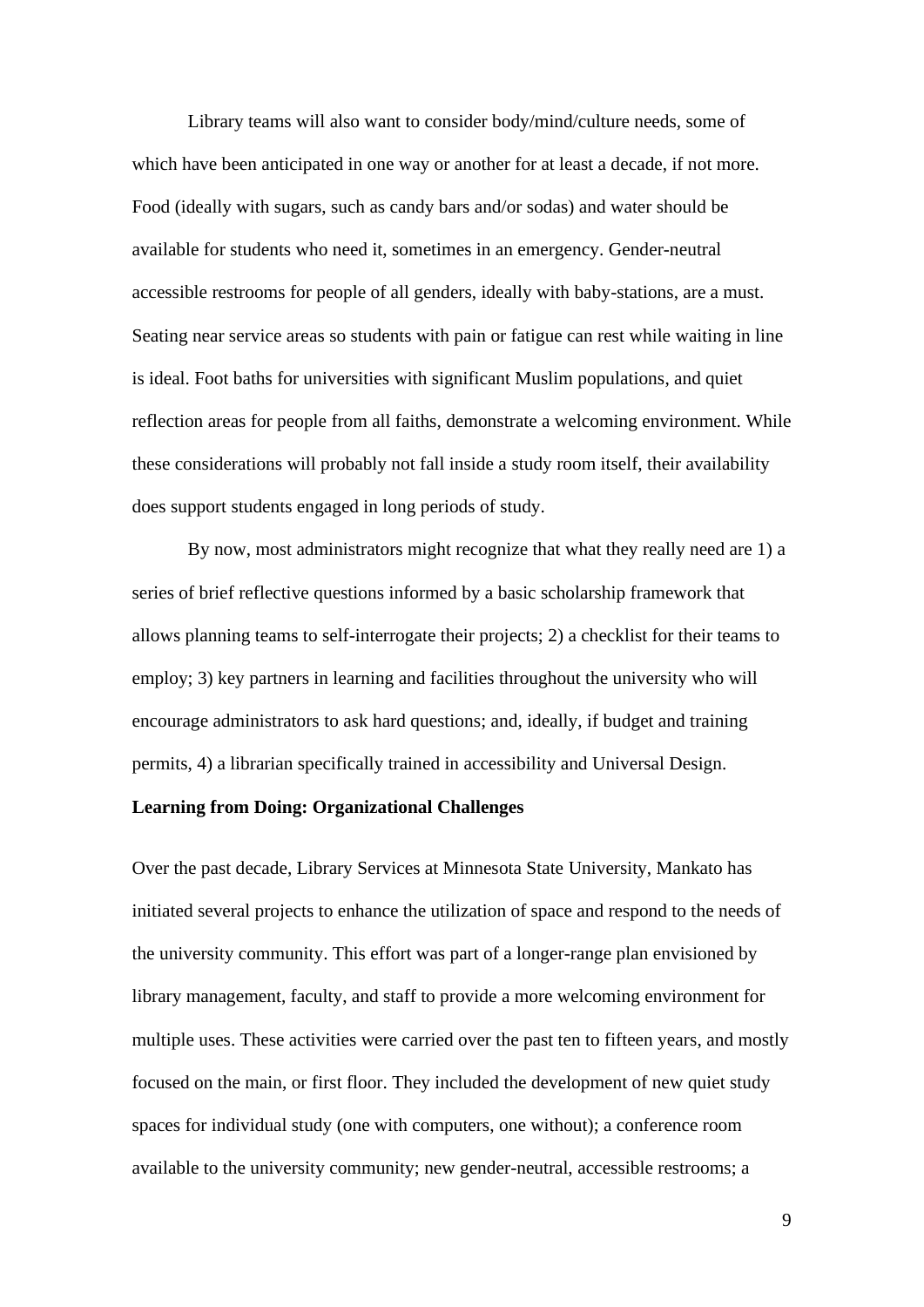Library teams will also want to consider body/mind/culture needs, some of which have been anticipated in one way or another for at least a decade, if not more. Food (ideally with sugars, such as candy bars and/or sodas) and water should be available for students who need it, sometimes in an emergency. Gender-neutral accessible restrooms for people of all genders, ideally with baby-stations, are a must. Seating near service areas so students with pain or fatigue can rest while waiting in line is ideal. Foot baths for universities with significant Muslim populations, and quiet reflection areas for people from all faiths, demonstrate a welcoming environment. While these considerations will probably not fall inside a study room itself, their availability does support students engaged in long periods of study.

By now, most administrators might recognize that what they really need are 1) a series of brief reflective questions informed by a basic scholarship framework that allows planning teams to self-interrogate their projects; 2) a checklist for their teams to employ; 3) key partners in learning and facilities throughout the university who will encourage administrators to ask hard questions; and, ideally, if budget and training permits, 4) a librarian specifically trained in accessibility and Universal Design.

**Learning from Doing: Organizational Challenges**

Over the past decade, Library Services at Minnesota State University, Mankato has initiated several projects to enhance the utilization of space and respond to the needs of the university community. This effort was part of a longer-range plan envisioned by library management, faculty, and staff to provide a more welcoming environment for multiple uses. These activities were carried over the past ten to fifteen years, and mostly focused on the main, or first floor. They included the development of new quiet study spaces for individual study (one with computers, one without); a conference room available to the university community; new gender-neutral, accessible restrooms; a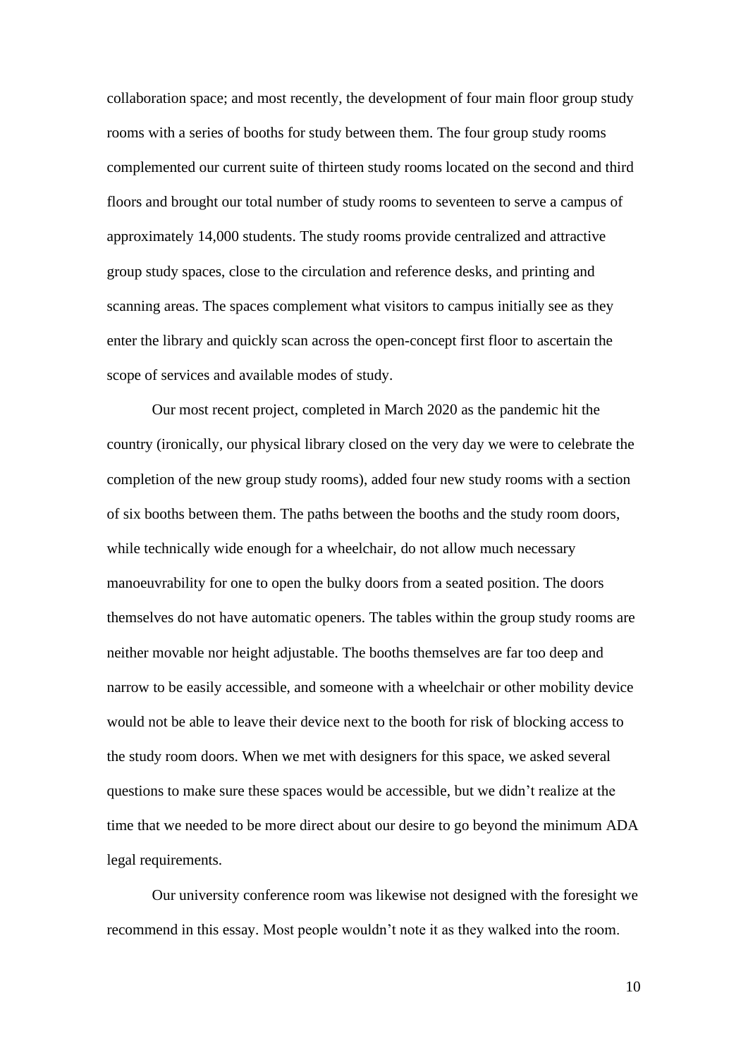collaboration space; and most recently, the development of four main floor group study rooms with a series of booths for study between them. The four group study rooms complemented our current suite of thirteen study rooms located on the second and third floors and brought our total number of study rooms to seventeen to serve a campus of approximately 14,000 students. The study rooms provide centralized and attractive group study spaces, close to the circulation and reference desks, and printing and scanning areas. The spaces complement what visitors to campus initially see as they enter the library and quickly scan across the open-concept first floor to ascertain the scope of services and available modes of study.

Our most recent project, completed in March 2020 as the pandemic hit the country (ironically, our physical library closed on the very day we were to celebrate the completion of the new group study rooms), added four new study rooms with a section of six booths between them. The paths between the booths and the study room doors, while technically wide enough for a wheelchair, do not allow much necessary manoeuvrability for one to open the bulky doors from a seated position. The doors themselves do not have automatic openers. The tables within the group study rooms are neither movable nor height adjustable. The booths themselves are far too deep and narrow to be easily accessible, and someone with a wheelchair or other mobility device would not be able to leave their device next to the booth for risk of blocking access to the study room doors. When we met with designers for this space, we asked several questions to make sure these spaces would be accessible, but we didn't realize at the time that we needed to be more direct about our desire to go beyond the minimum ADA legal requirements.

Our university conference room was likewise not designed with the foresight we recommend in this essay. Most people wouldn't note it as they walked into the room.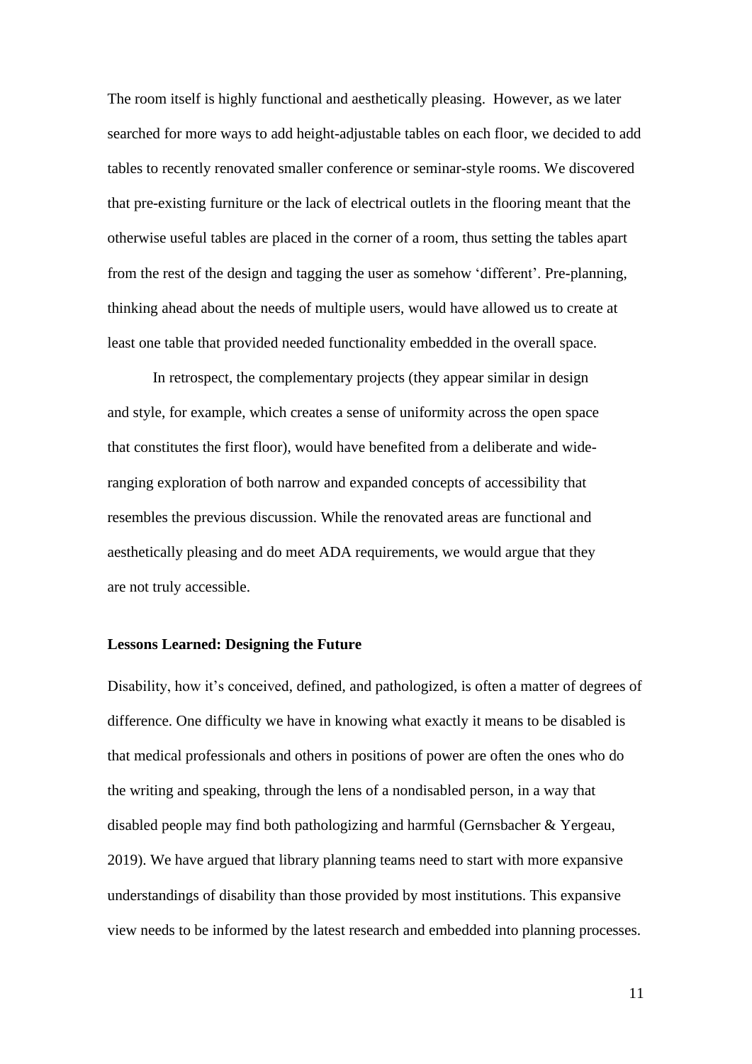The room itself is highly functional and aesthetically pleasing. However, as we later searched for more ways to add height-adjustable tables on each floor, we decided to add tables to recently renovated smaller conference or seminar-style rooms. We discovered that pre-existing furniture or the lack of electrical outlets in the flooring meant that the otherwise useful tables are placed in the corner of a room, thus setting the tables apart from the rest of the design and tagging the user as somehow 'different'. Pre-planning, thinking ahead about the needs of multiple users, would have allowed us to create at least one table that provided needed functionality embedded in the overall space.

In retrospect, the complementary projects (they appear similar in design and style, for example, which creates a sense of uniformity across the open space that constitutes the first floor), would have benefited from a deliberate and wide-ranging exploration of both narrow and expanded concepts of accessibility that resembles the previous discussion. While the renovated areas are functional and aesthetically pleasing and do meet ADA requirements, we would argue that they are not truly accessible.

## Lessons Learned: Designing the Future

Disability, how it's conceived, defined, and pathologized, is often a matter of degrees of difference. One difficulty we have in knowing what exactly it means to be disabled is that medical professionals and others in positions of power are often the ones who do the writing and speaking, through the lens of a nondisabled person, in a way that disabled people may find both pathologizing and harmful (Gernsbacher & Yergeau, 2019). We have argued that library planning teams need to start with more expansive understandings of disability than those provided by most institutions. This expansive view needs to be informed by the latest research and embedded into planning processes.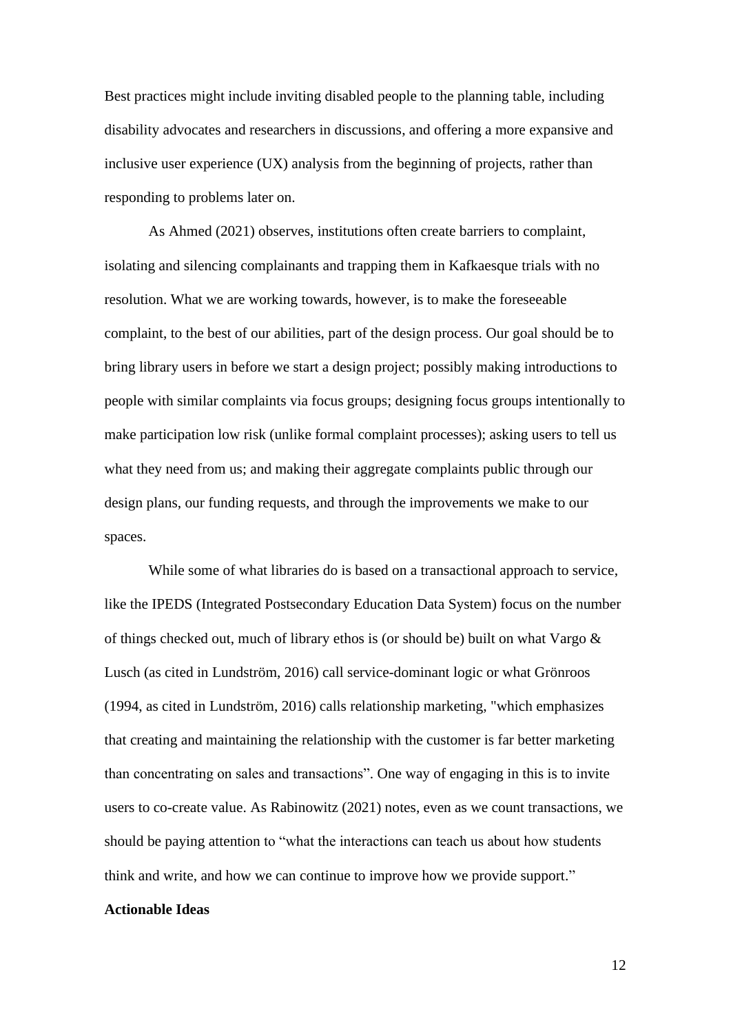Best practices might include inviting disabled people to the planning table, including disability advocates and researchers in discussions, and offering a more expansive and inclusive user experience (UX) analysis from the beginning of projects, rather than responding to problems later on.

As Ahmed (2021) observes, institutions often create barriers to complaint, isolating and silencing complainants and trapping them in Kafkaesque trials with no resolution. What we are working towards, however, is to make the foreseeable complaint, to the best of our abilities, part of the design process. Our goal should be to bring library users in before we start a design project; possibly making introductions to people with similar complaints via focus groups; designing focus groups intentionally to make participation low risk (unlike formal complaint processes); asking users to tell us what they need from us; and making their aggregate complaints public through our design plans, our funding requests, and through the improvements we make to our spaces.

While some of what libraries do is based on a transactional approach to service, like the IPEDS (Integrated Postsecondary Education Data System) focus on the number of things checked out, much of library ethos is (or should be) built on what Vargo & Lusch (as cited in Lundström, 2016) call service-dominant logic or what Grönroos (1994, as cited in Lundström, 2016) calls relationship marketing, "which emphasizes that creating and maintaining the relationship with the customer is far better marketing than concentrating on sales and transactions". One way of engaging in this is to invite users to co-create value. As Rabinowitz (2021) notes, even as we count transactions, we should be paying attention to "what the interactions can teach us about how students think and write, and how we can continue to improve how we provide support."

**Actionable Ideas**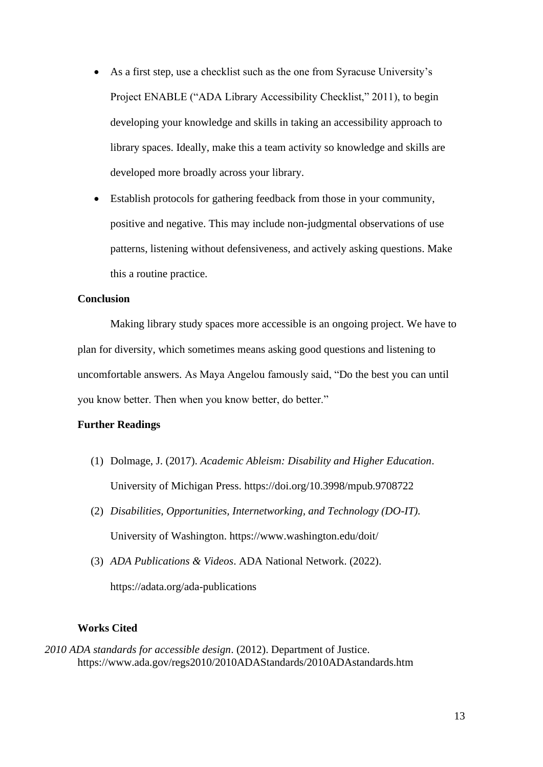- As a first step, use a checklist such as the one from Syracuse University's Project ENABLE ("ADA Library Accessibility Checklist," 2011), to begin developing your knowledge and skills in taking an accessibility approach to library spaces. Ideally, make this a team activity so knowledge and skills are developed more broadly across your library.
- Establish protocols for gathering feedback from those in your community, positive and negative. This may include non-judgmental observations of use patterns, listening without defensiveness, and actively asking questions. Make this a routine practice.

**Conclusion**

Making library study spaces more accessible is an ongoing project. We have to plan for diversity, which sometimes means asking good questions and listening to uncomfortable answers. As Maya Angelou famously said, "Do the best you can until you know better. Then when you know better, do better."

**Further Readings**

(1) Dolmage, J. (2017). *Academic Ableism: Disability and Higher Education*. University of Michigan Press. https://doi.org/10.3998/mpub.9708722

(2) *Disabilities, Opportunities, Internetworking, and Technology (DO-IT).* University of Washington. https://www.washington.edu/doit/

(3) *ADA Publications & Videos*. ADA National Network. (2022). https://adata.org/ada-publications

**Works Cited**

*2010 ADA standards for accessible design*. (2012). Department of Justice. https://www.ada.gov/regs2010/2010ADAStandards/2010ADAstandards.htm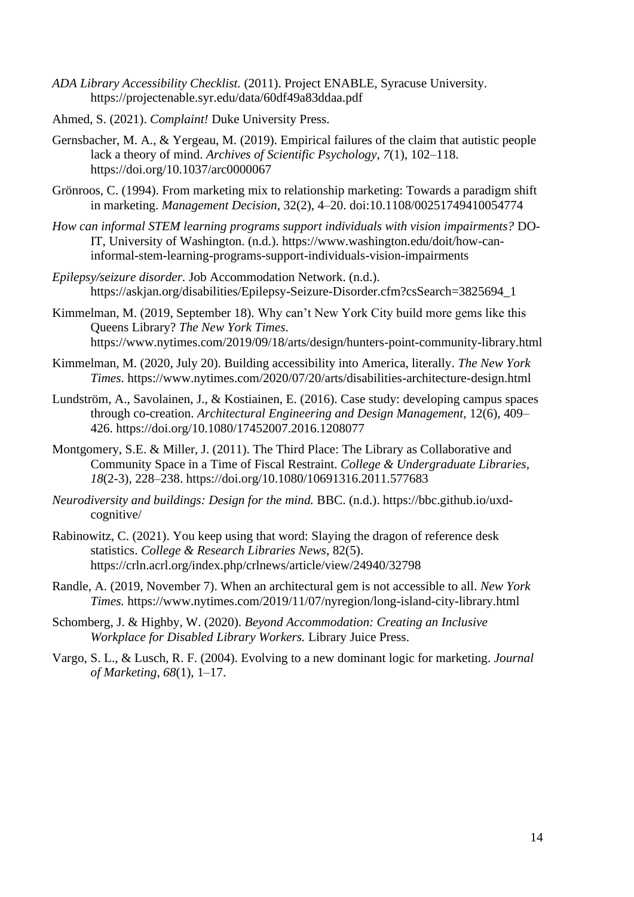*ADA Library Accessibility Checklist.* (2011). Project ENABLE, Syracuse University. https://projectenable.syr.edu/data/60df49a83ddaa.pdf

Ahmed, S. (2021). *Complaint!* Duke University Press.

Gernsbacher, M. A., & Yergeau, M. (2019). Empirical failures of the claim that autistic people lack a theory of mind. *Archives of Scientific Psychology*, *7*(1), 102–118. https://doi.org/10.1037/arc0000067

Grönroos, C. (1994). From marketing mix to relationship marketing: Towards a paradigm shift in marketing. *Management Decision*, 32(2), 4–20. doi:10.1108/00251749410054774

*How can informal STEM learning programs support individuals with vision impairments?* DO-IT, University of Washington. (n.d.). https://www.washington.edu/doit/how-can-informal-stem-learning-programs-support-individuals-vision-impairments

*Epilepsy/seizure disorder*. Job Accommodation Network. (n.d.). https://askjan.org/disabilities/Epilepsy-Seizure-Disorder.cfm?csSearch=3825694_1

Kimmelman, M. (2019, September 18). Why can't New York City build more gems like this Queens Library? *The New York Times*. https://www.nytimes.com/2019/09/18/arts/design/hunters-point-community-library.html

Kimmelman, M. (2020, July 20). Building accessibility into America, literally. *The New York Times*. https://www.nytimes.com/2020/07/20/arts/disabilities-architecture-design.html

Lundström, A., Savolainen, J., & Kostiainen, E. (2016). Case study: developing campus spaces through co-creation. *Architectural Engineering and Design Management*, 12(6), 409–426. https://doi.org/10.1080/17452007.2016.1208077

Montgomery, S.E. & Miller, J. (2011). The Third Place: The Library as Collaborative and Community Space in a Time of Fiscal Restraint. *College & Undergraduate Libraries*, *18*(2-3), 228–238. https://doi.org/10.1080/10691316.2011.577683

*Neurodiversity and buildings: Design for the mind.* BBC. (n.d.). https://bbc.github.io/uxd-cognitive/

Rabinowitz, C. (2021). You keep using that word: Slaying the dragon of reference desk statistics. *College & Research Libraries News*, 82(5). https://crln.acrl.org/index.php/crlnews/article/view/24940/32798

Randle, A. (2019, November 7). When an architectural gem is not accessible to all. *New York Times.* https://www.nytimes.com/2019/11/07/nyregion/long-island-city-library.html

Schomberg, J. & Highby, W. (2020). *Beyond Accommodation: Creating an Inclusive Workplace for Disabled Library Workers.* Library Juice Press.

Vargo, S. L., & Lusch, R. F. (2004). Evolving to a new dominant logic for marketing. *Journal of Marketing*, *68*(1), 1–17.